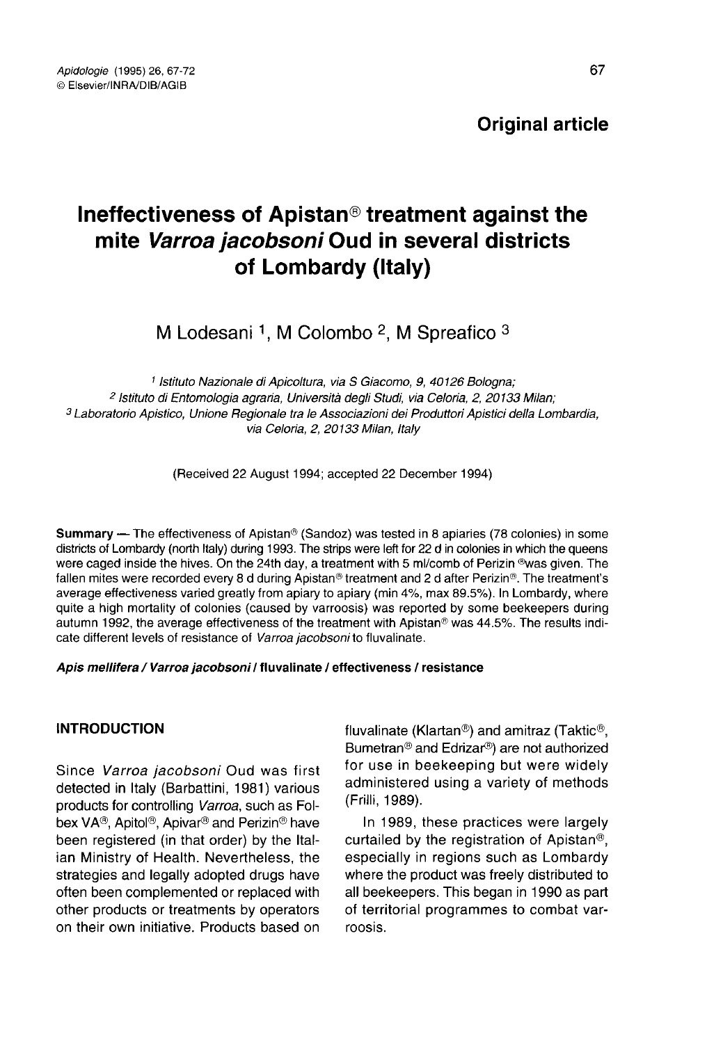**Original article**

# Ineffectiveness of Apistan® treatment against the mite *Varroa jacobsoni* Oud in several districts of Lombardy (Italy)

M Lodesani [1], M Colombo [2], M Spreafico [3]

[1] *Istituto Nazionale di Apicoltura, via S Giacomo, 9, 40126 Bologna;*
[2] *Istituto di Entomologia agraria, Università degli Studi, via Celoria, 2, 20133 Milan;*
[3] *Laboratorio Apistico, Unione Regionale tra le Associazioni dei Produttori Apistici della Lombardia, via Celoria, 2, 20133 Milan, Italy*

(Received 22 August 1994; accepted 22 December 1994)

**Summary** — The effectiveness of Apistan® (Sandoz) was tested in 8 apiaries (78 colonies) in some districts of Lombardy (north Italy) during 1993. The strips were left for 22 d in colonies in which the queens were caged inside the hives. On the 24th day, a treatment with 5 ml/comb of Perizin ®was given. The fallen mites were recorded every 8 d during Apistan® treatment and 2 d after Perizin®. The treatment's average effectiveness varied greatly from apiary to apiary (min 4%, max 89.5%). In Lombardy, where quite a high mortality of colonies (caused by varroosis) was reported by some beekeepers during autumn 1992, the average effectiveness of the treatment with Apistan® was 44.5%. The results indicate different levels of resistance of *Varroa jacobsoni* to fluvalinate.

***Apis mellifera / Varroa jacobsoni* / fluvalinate / effectiveness / resistance**

## INTRODUCTION

Since *Varroa jacobsoni* Oud was first detected in Italy (Barbattini, 1981) various products for controlling *Varroa*, such as Folbex VA®, Apitol®, Apivar® and Perizin® have been registered (in that order) by the Italian Ministry of Health. Nevertheless, the strategies and legally adopted drugs have often been complemented or replaced with other products or treatments by operators on their own initiative. Products based on fluvalinate (Klartan®) and amitraz (Taktic®, Bumetran® and Edrizar®) are not authorized for use in beekeeping but were widely administered using a variety of methods (Frilli, 1989).

In 1989, these practices were largely curtailed by the registration of Apistan®, especially in regions such as Lombardy where the product was freely distributed to all beekeepers. This began in 1990 as part of territorial programmes to combat varroosis.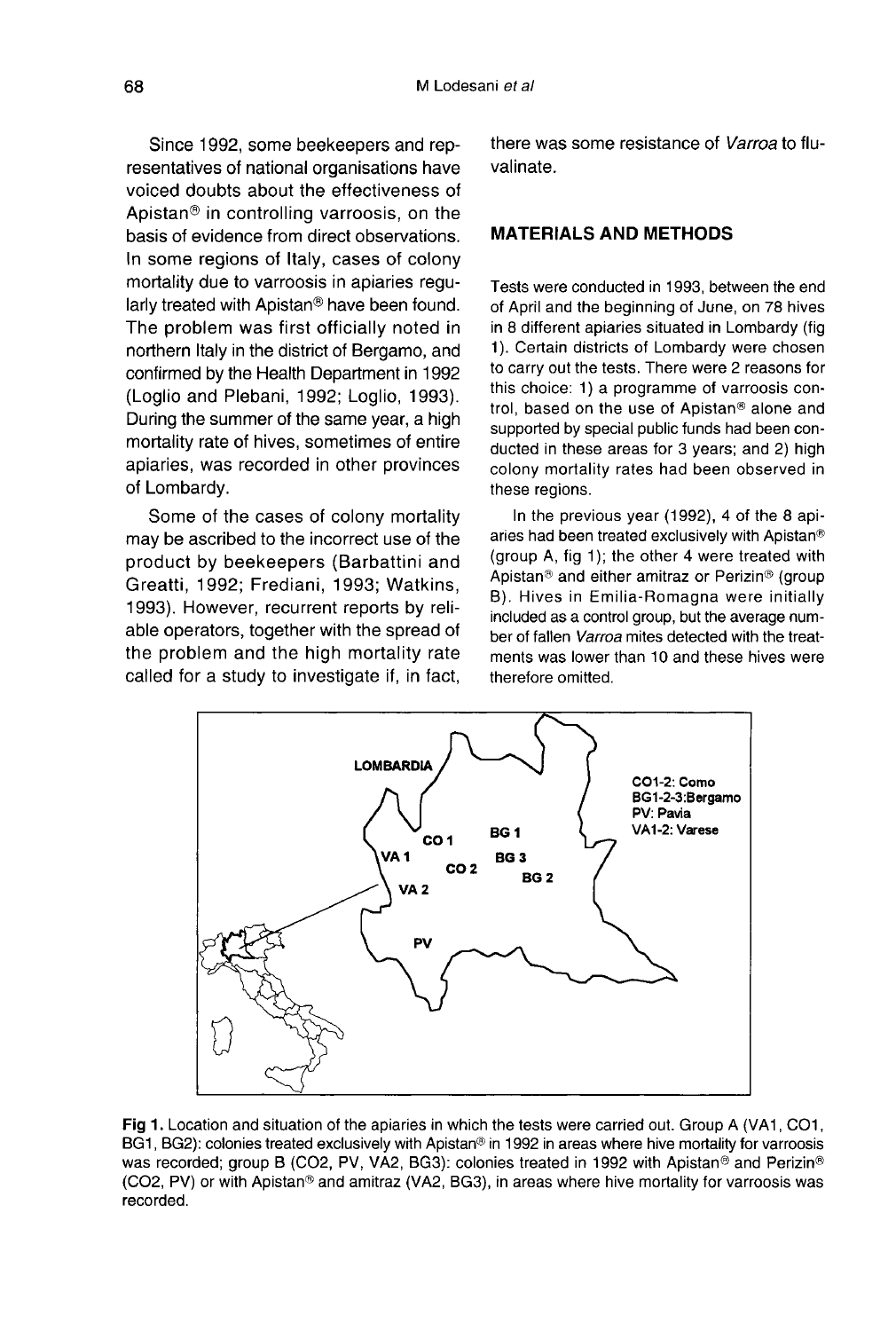Since 1992, some beekeepers and representatives of national organisations have voiced doubts about the effectiveness of Apistan® in controlling varroosis, on the basis of evidence from direct observations. In some regions of Italy, cases of colony mortality due to varroosis in apiaries regularly treated with Apistan® have been found. The problem was first officially noted in northern Italy in the district of Bergamo, and confirmed by the Health Department in 1992 (Loglio and Plebani, 1992; Loglio, 1993). During the summer of the same year, a high mortality rate of hives, sometimes of entire apiaries, was recorded in other provinces of Lombardy.

Some of the cases of colony mortality may be ascribed to the incorrect use of the product by beekeepers (Barbattini and Greatti, 1992; Frediani, 1993; Watkins, 1993). However, recurrent reports by reliable operators, together with the spread of the problem and the high mortality rate called for a study to investigate if, in fact, there was some resistance of *Varroa* to fluvalinate.

## MATERIALS AND METHODS

Tests were conducted in 1993, between the end of April and the beginning of June, on 78 hives in 8 different apiaries situated in Lombardy (fig 1). Certain districts of Lombardy were chosen to carry out the tests. There were 2 reasons for this choice: 1) a programme of varroosis control, based on the use of Apistan® alone and supported by special public funds had been conducted in these areas for 3 years; and 2) high colony mortality rates had been observed in these regions.

In the previous year (1992), 4 of the 8 apiaries had been treated exclusively with Apistan® (group A, fig 1); the other 4 were treated with Apistan® and either amitraz or Perizin® (group B). Hives in Emilia-Romagna were initially included as a control group, but the average number of fallen *Varroa* mites detected with the treatments was lower than 10 and these hives were therefore omitted.

LOMBARDIA

CO1-2: Como
BG1-2-3: Bergamo
PV: Pavia
VA1-2: Varese

CO 1, VA 1, CO 2, VA 2, BG 1, BG 3, BG 2, PV

**Fig 1.** Location and situation of the apiaries in which the tests were carried out. Group A (VA1, CO1, BG1, BG2): colonies treated exclusively with Apistan® in 1992 in areas where hive mortality for varroosis was recorded; group B (CO2, PV, VA2, BG3): colonies treated in 1992 with Apistan® and Perizin® (CO2, PV) or with Apistan® and amitraz (VA2, BG3), in areas where hive mortality for varroosis was recorded.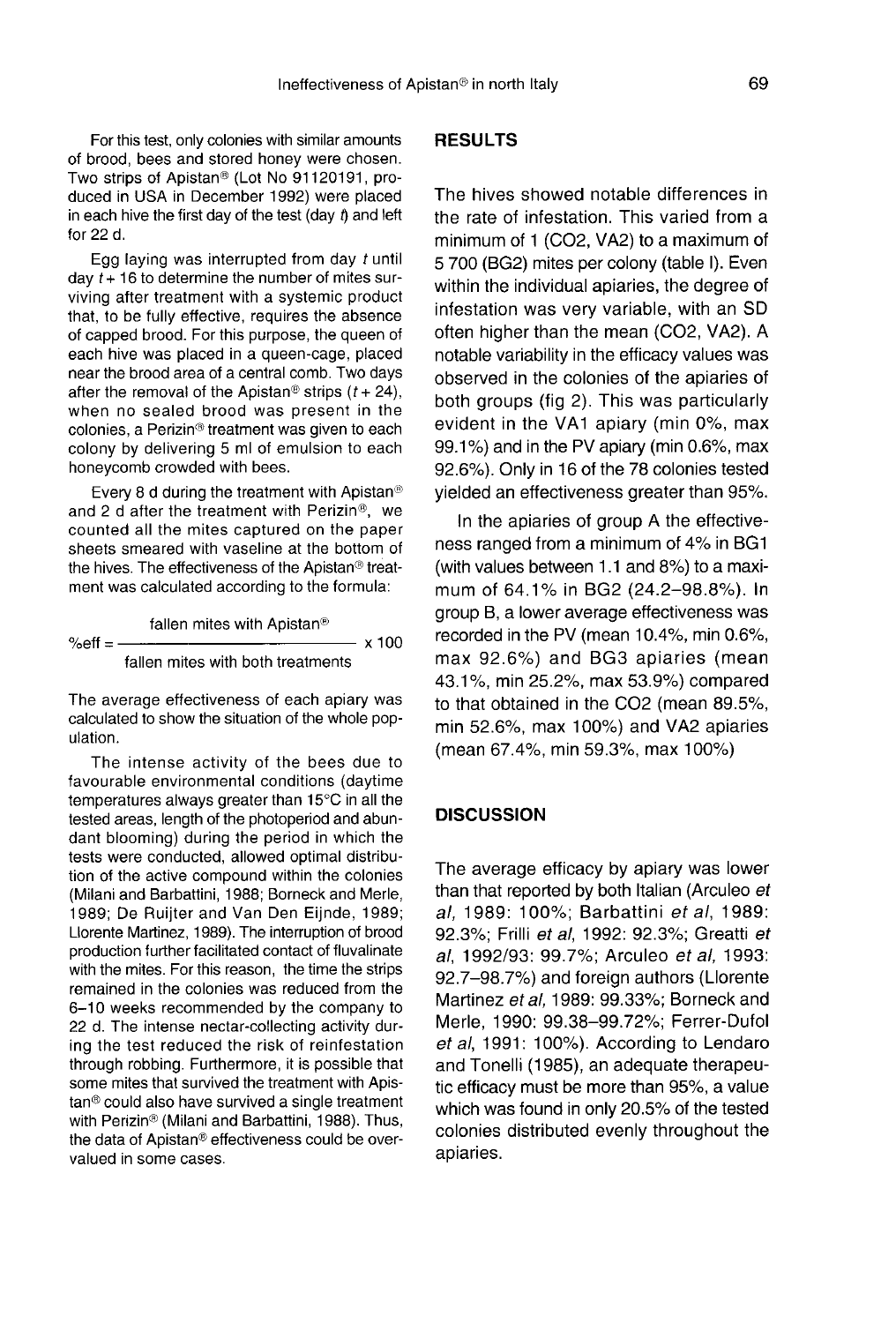For this test, only colonies with similar amounts of brood, bees and stored honey were chosen. Two strips of Apistan® (Lot No 91120191, produced in USA in December 1992) were placed in each hive the first day of the test (day *t*) and left for 22 d.

Egg laying was interrupted from day *t* until day *t* + 16 to determine the number of mites surviving after treatment with a systemic product that, to be fully effective, requires the absence of capped brood. For this purpose, the queen of each hive was placed in a queen-cage, placed near the brood area of a central comb. Two days after the removal of the Apistan® strips (*t* + 24), when no sealed brood was present in the colonies, a Perizin® treatment was given to each colony by delivering 5 ml of emulsion to each honeycomb crowded with bees.

Every 8 d during the treatment with Apistan® and 2 d after the treatment with Perizin®, we counted all the mites captured on the paper sheets smeared with vaseline at the bottom of the hives. The effectiveness of the Apistan® treatment was calculated according to the formula:

$$\%\text{eff} = \frac{\text{fallen mites with Apistan}^{®}}{\text{fallen mites with both treatments}} \times 100$$

The average effectiveness of each apiary was calculated to show the situation of the whole population.

The intense activity of the bees due to favourable environmental conditions (daytime temperatures always greater than 15°C in all the tested areas, length of the photoperiod and abundant blooming) during the period in which the tests were conducted, allowed optimal distribution of the active compound within the colonies (Milani and Barbattini, 1988; Borneck and Merle, 1989; De Ruijter and Van Den Eijnde, 1989; Llorente Martinez, 1989). The interruption of brood production further facilitated contact of fluvalinate with the mites. For this reason, the time the strips remained in the colonies was reduced from the 6–10 weeks recommended by the company to 22 d. The intense nectar-collecting activity during the test reduced the risk of reinfestation through robbing. Furthermore, it is possible that some mites that survived the treatment with Apistan® could also have survived a single treatment with Perizin® (Milani and Barbattini, 1988). Thus, the data of Apistan® effectiveness could be overvalued in some cases.

## RESULTS

The hives showed notable differences in the rate of infestation. This varied from a minimum of 1 (CO2, VA2) to a maximum of 5 700 (BG2) mites per colony (table I). Even within the individual apiaries, the degree of infestation was very variable, with an SD often higher than the mean (CO2, VA2). A notable variability in the efficacy values was observed in the colonies of the apiaries of both groups (fig 2). This was particularly evident in the VA1 apiary (min 0%, max 99.1%) and in the PV apiary (min 0.6%, max 92.6%). Only in 16 of the 78 colonies tested yielded an effectiveness greater than 95%.

In the apiaries of group A the effectiveness ranged from a minimum of 4% in BG1 (with values between 1.1 and 8%) to a maximum of 64.1% in BG2 (24.2–98.8%). In group B, a lower average effectiveness was recorded in the PV (mean 10.4%, min 0.6%, max 92.6%) and BG3 apiaries (mean 43.1%, min 25.2%, max 53.9%) compared to that obtained in the CO2 (mean 89.5%, min 52.6%, max 100%) and VA2 apiaries (mean 67.4%, min 59.3%, max 100%)

## DISCUSSION

The average efficacy by apiary was lower than that reported by both Italian (Arculeo *et al*, 1989: 100%; Barbattini *et al*, 1989: 92.3%; Frilli *et al*, 1992: 92.3%; Greatti *et al*, 1992/93: 99.7%; Arculeo *et al*, 1993: 92.7–98.7%) and foreign authors (Llorente Martinez *et al*, 1989: 99.33%; Borneck and Merle, 1990: 99.38–99.72%; Ferrer-Dufol *et al*, 1991: 100%). According to Lendaro and Tonelli (1985), an adequate therapeutic efficacy must be more than 95%, a value which was found in only 20.5% of the tested colonies distributed evenly throughout the apiaries.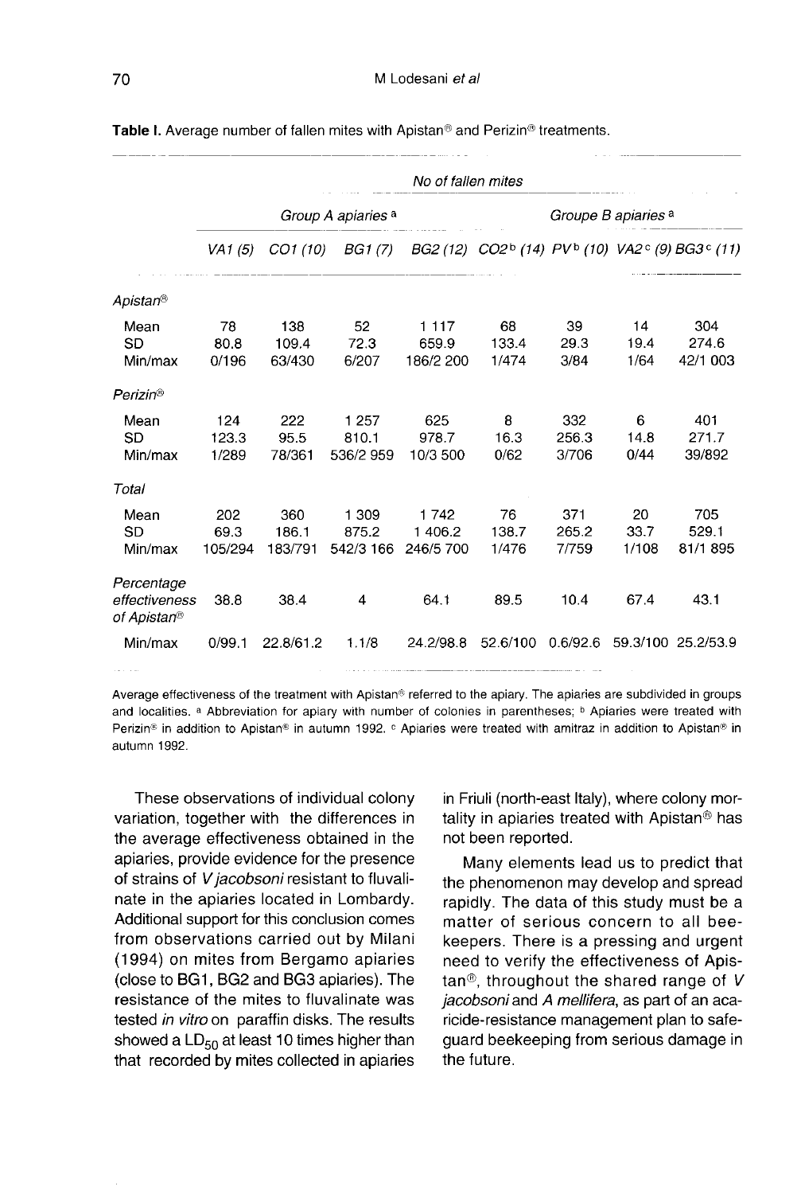**Table I.** Average number of fallen mites with Apistan® and Perizin® treatments.

| | No of fallen mites | | | | | | | |
|---|---|---|---|---|---|---|---|---|
| | Group A apiaries [a] | | | | Groupe B apiaries [a] | | | |
| | *VA1 (5)* | *CO1 (10)* | *BG1 (7)* | *BG2 (12)* | *CO2[b] (14)* | *PV[b] (10)* | *VA2[c] (9)* | *BG3[c] (11)* |
| *Apistan®* | | | | | | | | |
| Mean | 78 | 138 | 52 | 1 117 | 68 | 39 | 14 | 304 |
| SD | 80.8 | 109.4 | 72.3 | 659.9 | 133.4 | 29.3 | 19.4 | 274.6 |
| Min/max | 0/196 | 63/430 | 6/207 | 186/2 200 | 1/474 | 3/84 | 1/64 | 42/1 003 |
| *Perizin®* | | | | | | | | |
| Mean | 124 | 222 | 1 257 | 625 | 8 | 332 | 6 | 401 |
| SD | 123.3 | 95.5 | 810.1 | 978.7 | 16.3 | 256.3 | 14.8 | 271.7 |
| Min/max | 1/289 | 78/361 | 536/2 959 | 10/3 500 | 0/62 | 3/706 | 0/44 | 39/892 |
| *Total* | | | | | | | | |
| Mean | 202 | 360 | 1 309 | 1 742 | 76 | 371 | 20 | 705 |
| SD | 69.3 | 186.1 | 875.2 | 1 406.2 | 138.7 | 265.2 | 33.7 | 529.1 |
| Min/max | 105/294 | 183/791 | 542/3 166 | 246/5 700 | 1/476 | 7/759 | 1/108 | 81/1 895 |
| *Percentage effectiveness of Apistan®* | 38.8 | 38.4 | 4 | 64.1 | 89.5 | 10.4 | 67.4 | 43.1 |
| Min/max | 0/99.1 | 22.8/61.2 | 1.1/8 | 24.2/98.8 | 52.6/100 | 0.6/92.6 | 59.3/100 | 25.2/53.9 |

Average effectiveness of the treatment with Apistan® referred to the apiary. The apiaries are subdivided in groups and localities. [a] Abbreviation for apiary with number of colonies in parentheses; [b] Apiaries were treated with Perizin® in addition to Apistan® in autumn 1992. [c] Apiaries were treated with amitraz in addition to Apistan® in autumn 1992.

These observations of individual colony variation, together with the differences in the average effectiveness obtained in the apiaries, provide evidence for the presence of strains of *V jacobsoni* resistant to fluvalinate in the apiaries located in Lombardy. Additional support for this conclusion comes from observations carried out by Milani (1994) on mites from Bergamo apiaries (close to BG1, BG2 and BG3 apiaries). The resistance of the mites to fluvalinate was tested *in vitro* on paraffin disks. The results showed a $LD_{50}$ at least 10 times higher than that recorded by mites collected in apiaries in Friuli (north-east Italy), where colony mortality in apiaries treated with Apistan® has not been reported.

Many elements lead us to predict that the phenomenon may develop and spread rapidly. The data of this study must be a matter of serious concern to all beekeepers. There is a pressing and urgent need to verify the effectiveness of Apistan®, throughout the shared range of *V jacobsoni* and *A mellifera*, as part of an acaricide-resistance management plan to safeguard beekeeping from serious damage in the future.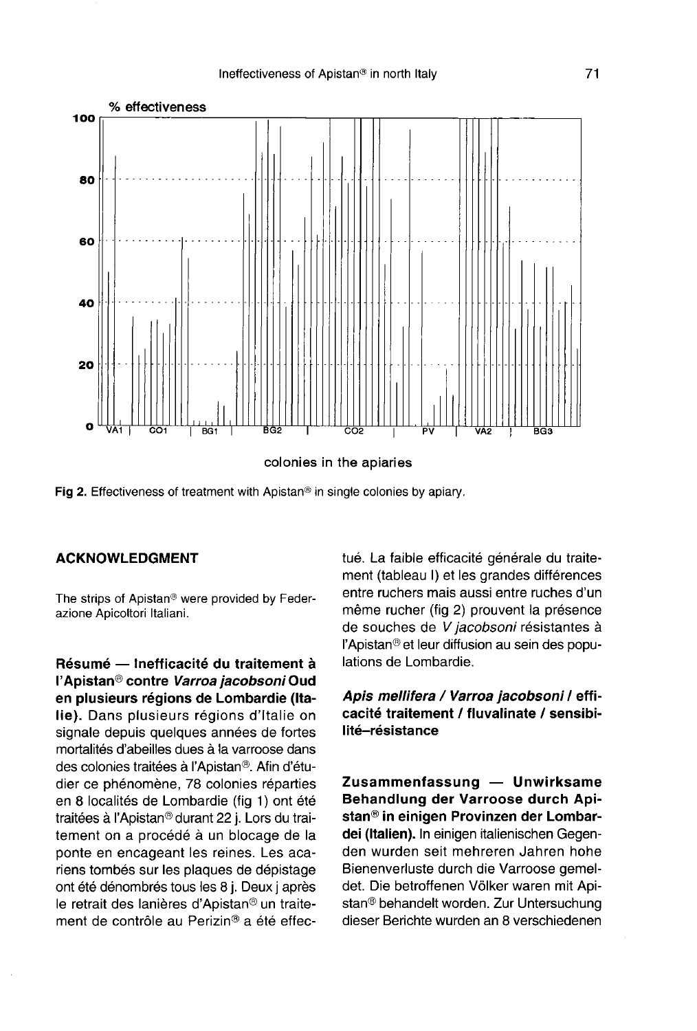Fig 2. Effectiveness of treatment with Apistan® in single colonies by apiary.

## ACKNOWLEDGMENT

The strips of Apistan® were provided by Federazione Apicoltori Italiani.

**Résumé — Inefficacité du traitement à l'Apistan® contre *Varroa jacobsoni* Oud en plusieurs régions de Lombardie (Italie).** Dans plusieurs régions d'Italie on signale depuis quelques années de fortes mortalités d'abeilles dues à la varroose dans des colonies traitées à l'Apistan®. Afin d'étudier ce phénomène, 78 colonies réparties en 8 localités de Lombardie (fig 1) ont été traitées à l'Apistan® durant 22 j. Lors du traitement on a procédé à un blocage de la ponte en encageant les reines. Les acariens tombés sur les plaques de dépistage ont été dénombrés tous les 8 j. Deux j après le retrait des lanières d'Apistan® un traitement de contrôle au Perizin® a été effectué. La faible efficacité générale du traitement (tableau I) et les grandes différences entre ruchers mais aussi entre ruches d'un même rucher (fig 2) prouvent la présence de souches de *V jacobsoni* résistantes à l'Apistan® et leur diffusion au sein des populations de Lombardie.

***Apis mellifera / Varroa jacobsoni* / efficacité traitement / fluvalinate / sensibilité–résistance**

**Zusammenfassung — Unwirksame Behandlung der Varroose durch Apistan® in einigen Provinzen der Lombardei (Italien).** In einigen italienischen Gegenden wurden seit mehreren Jahren hohe Bienenverluste durch die Varroose gemeldet. Die betroffenen Völker waren mit Apistan® behandelt worden. Zur Untersuchung dieser Berichte wurden an 8 verschiedenen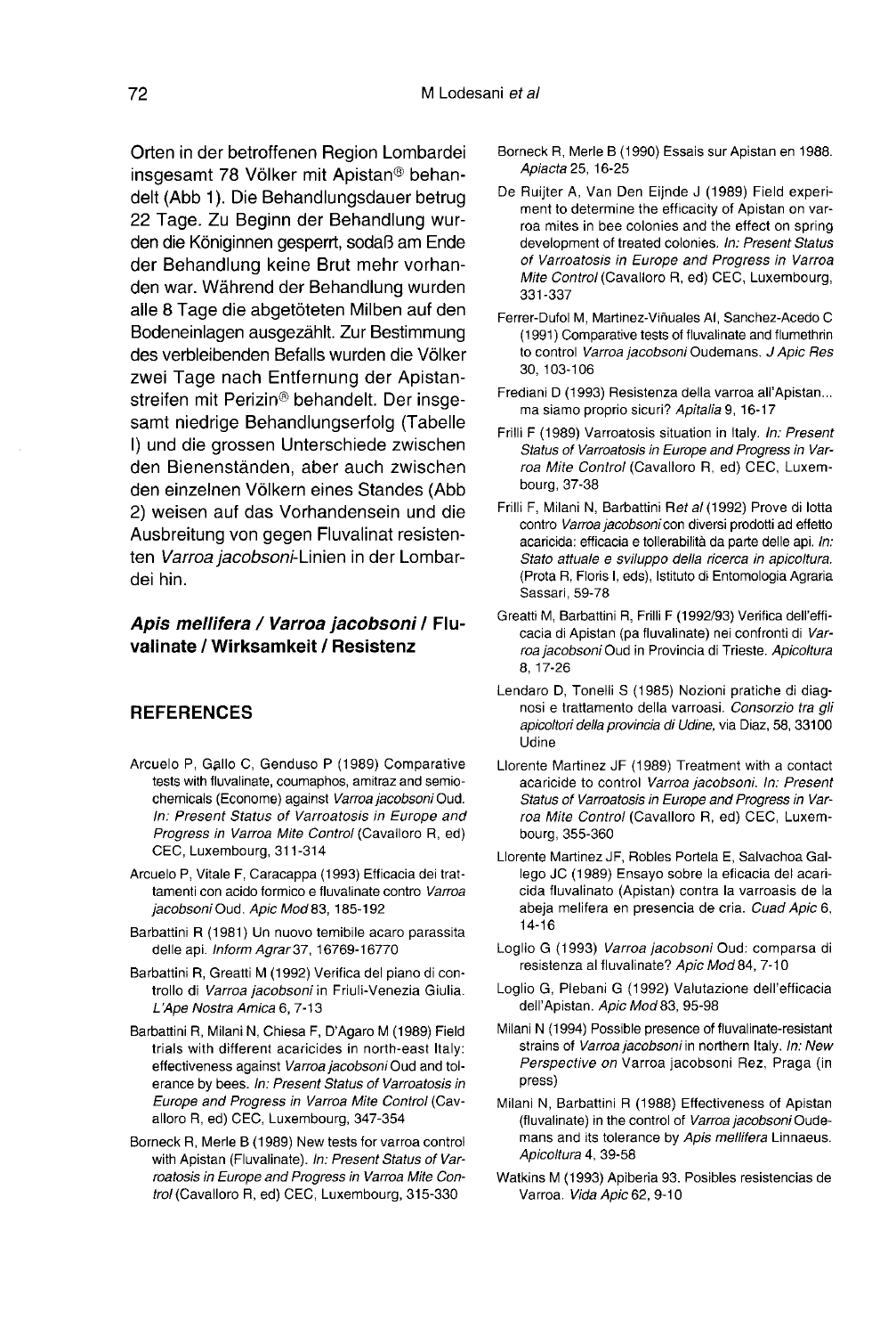Orten in der betroffenen Region Lombardei insgesamt 78 Völker mit Apistan® behandelt (Abb 1). Die Behandlungsdauer betrug 22 Tage. Zu Beginn der Behandlung wurden die Königinnen gesperrt, sodaß am Ende der Behandlung keine Brut mehr vorhanden war. Während der Behandlung wurden alle 8 Tage die abgetöteten Milben auf den Bodeneinlagen ausgezählt. Zur Bestimmung des verbleibenden Befalls wurden die Völker zwei Tage nach Entfernung der Apistanstreifen mit Perizin® behandelt. Der insgesamt niedrige Behandlungserfolg (Tabelle I) und die grossen Unterschiede zwischen den Bienenständen, aber auch zwischen den einzelnen Völkern eines Standes (Abb 2) weisen auf das Vorhandensein und die Ausbreitung von gegen Fluvalinat resistenten *Varroa jacobsoni*-Linien in der Lombardei hin.

***Apis mellifera / Varroa jacobsoni* / Fluvalinate / Wirksamkeit / Resistenz**

## REFERENCES

Arcuelo P, Gallo C, Genduso P (1989) Comparative tests with fluvalinate, coumaphos, amitraz and semiochemicals (Econome) against *Varroa jacobsoni* Oud. *In: Present Status of Varroatosis in Europe and Progress in Varroa Mite Control* (Cavalloro R, ed) CEC, Luxembourg, 311-314

Arcuelo P, Vitale F, Caracappa (1993) Efficacia dei trattamenti con acido formico e fluvalinate contro *Varroa jacobsoni* Oud. *Apic Mod* 83, 185-192

Barbattini R (1981) Un nuovo temibile acaro parassita delle api. *Inform Agrar* 37, 16769-16770

Barbattini R, Greatti M (1992) Verifica del piano di controllo di *Varroa jacobsoni* in Friuli-Venezia Giulia. *L'Ape Nostra Amica* 6, 7-13

Barbattini R, Milani N, Chiesa F, D'Agaro M (1989) Field trials with different acaricides in north-east Italy: effectiveness against *Varroa jacobsoni* Oud and tolerance by bees. *In: Present Status of Varroatosis in Europe and Progress in Varroa Mite Control* (Cavalloro R, ed) CEC, Luxembourg, 347-354

Borneck R, Merle B (1989) New tests for varroa control with Apistan (Fluvalinate). *In: Present Status of Varroatosis in Europe and Progress in Varroa Mite Control* (Cavalloro R, ed) CEC, Luxembourg, 315-330

Borneck R, Merle B (1990) Essais sur Apistan en 1988. *Apiacta* 25, 16-25

De Ruijter A, Van Den Eijnde J (1989) Field experiment to determine the efficacity of Apistan on varroa mites in bee colonies and the effect on spring development of treated colonies. *In: Present Status of Varroatosis in Europe and Progress in Varroa Mite Control* (Cavalloro R, ed) CEC, Luxembourg, 331-337

Ferrer-Dufol M, Martinez-Viñuales AI, Sanchez-Acedo C (1991) Comparative tests of fluvalinate and flumethrin to control *Varroa jacobsoni* Oudemans. *J Apic Res* 30, 103-106

Frediani D (1993) Resistenza della varroa all'Apistan... ma siamo proprio sicuri? *Apitalia* 9, 16-17

Frilli F (1989) Varroatosis situation in Italy. *In: Present Status of Varroatosis in Europe and Progress in Varroa Mite Control* (Cavalloro R, ed) CEC, Luxembourg, 37-38

Frilli F, Milani N, Barbattini R *et al* (1992) Prove di lotta contro *Varroa jacobsoni* con diversi prodotti ad effetto acaricida: efficacia e tollerabilità da parte delle api. *In: Stato attuale e sviluppo della ricerca in apicoltura.* (Prota R, Floris I, eds), Istituto di Entomologia Agraria Sassari, 59-78

Greatti M, Barbattini R, Frilli F (1992/93) Verifica dell'efficacia di Apistan (pa fluvalinate) nei confronti di *Varroa jacobsoni* Oud in Provincia di Trieste. *Apicoltura* 8, 17-26

Lendaro D, Tonelli S (1985) Nozioni pratiche di diagnosi e trattamento della varroasi. *Consorzio tra gli apicoltori della provincia di Udine*, via Diaz, 58, 33100 Udine

Llorente Martinez JF (1989) Treatment with a contact acaricide to control *Varroa jacobsoni*. *In: Present Status of Varroatosis in Europe and Progress in Varroa Mite Control* (Cavalloro R, ed) CEC, Luxembourg, 355-360

Llorente Martinez JF, Robles Portela E, Salvachoa Gallego JC (1989) Ensayo sobre la eficacia del acaricida fluvalinato (Apistan) contra la varroasis de la abeja melifera en presencia de cria. *Cuad Apic* 6, 14-16

Loglio G (1993) *Varroa jacobsoni* Oud: comparsa di resistenza al fluvalinate? *Apic Mod* 84, 7-10

Loglio G, Plebani G (1992) Valutazione dell'efficacia dell'Apistan. *Apic Mod* 83, 95-98

Milani N (1994) Possible presence of fluvalinate-resistant strains of *Varroa jacobsoni* in northern Italy. *In: New Perspective on* Varroa jacobsoni Rez, Praga (in press)

Milani N, Barbattini R (1988) Effectiveness of Apistan (fluvalinate) in the control of *Varroa jacobsoni* Oudemans and its tolerance by *Apis mellifera* Linnaeus. *Apicoltura* 4, 39-58

Watkins M (1993) Apiberia 93. Posibles resistencias de Varroa. *Vida Apic* 62, 9-10